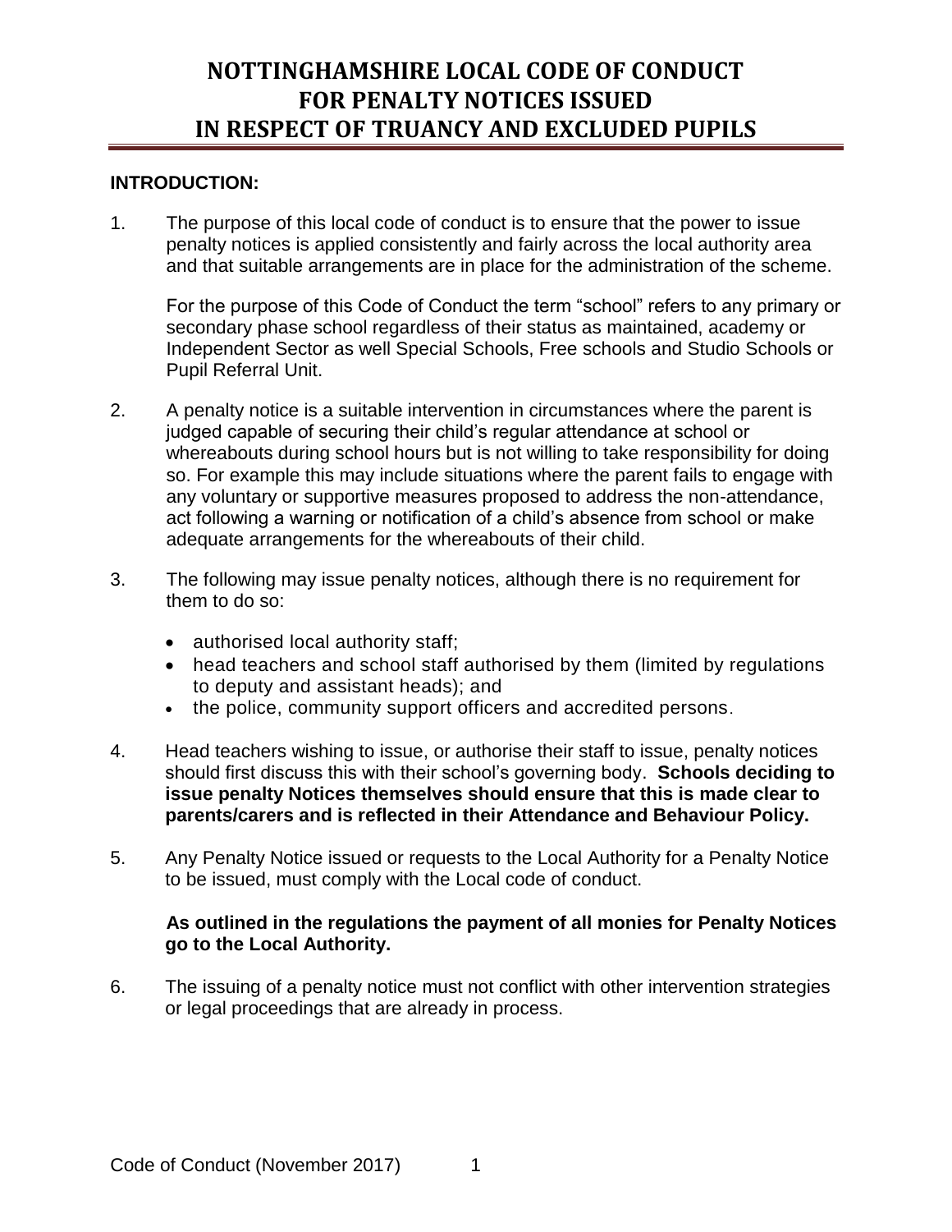# NOTTINGHAMSHIRE LOCAL CODE OF CONDUCT FOR PENALTY NOTICES ISSUED IN RESPECT OF TRUANCY AND EXCLUDED PUPILS

**INTRODUCTION:**

1. The purpose of this local code of conduct is to ensure that the power to issue penalty notices is applied consistently and fairly across the local authority area and that suitable arrangements are in place for the administration of the scheme.

   For the purpose of this Code of Conduct the term "school" refers to any primary or secondary phase school regardless of their status as maintained, academy or Independent Sector as well Special Schools, Free schools and Studio Schools or Pupil Referral Unit.

2. A penalty notice is a suitable intervention in circumstances where the parent is judged capable of securing their child's regular attendance at school or whereabouts during school hours but is not willing to take responsibility for doing so. For example this may include situations where the parent fails to engage with any voluntary or supportive measures proposed to address the non-attendance, act following a warning or notification of a child's absence from school or make adequate arrangements for the whereabouts of their child.

3. The following may issue penalty notices, although there is no requirement for them to do so:

   - authorised local authority staff;
   - head teachers and school staff authorised by them (limited by regulations to deputy and assistant heads); and
   - the police, community support officers and accredited persons.

4. Head teachers wishing to issue, or authorise their staff to issue, penalty notices should first discuss this with their school's governing body. **Schools deciding to issue penalty Notices themselves should ensure that this is made clear to parents/carers and is reflected in their Attendance and Behaviour Policy.**

5. Any Penalty Notice issued or requests to the Local Authority for a Penalty Notice to be issued, must comply with the Local code of conduct.

   **As outlined in the regulations the payment of all monies for Penalty Notices go to the Local Authority.**

6. The issuing of a penalty notice must not conflict with other intervention strategies or legal proceedings that are already in process.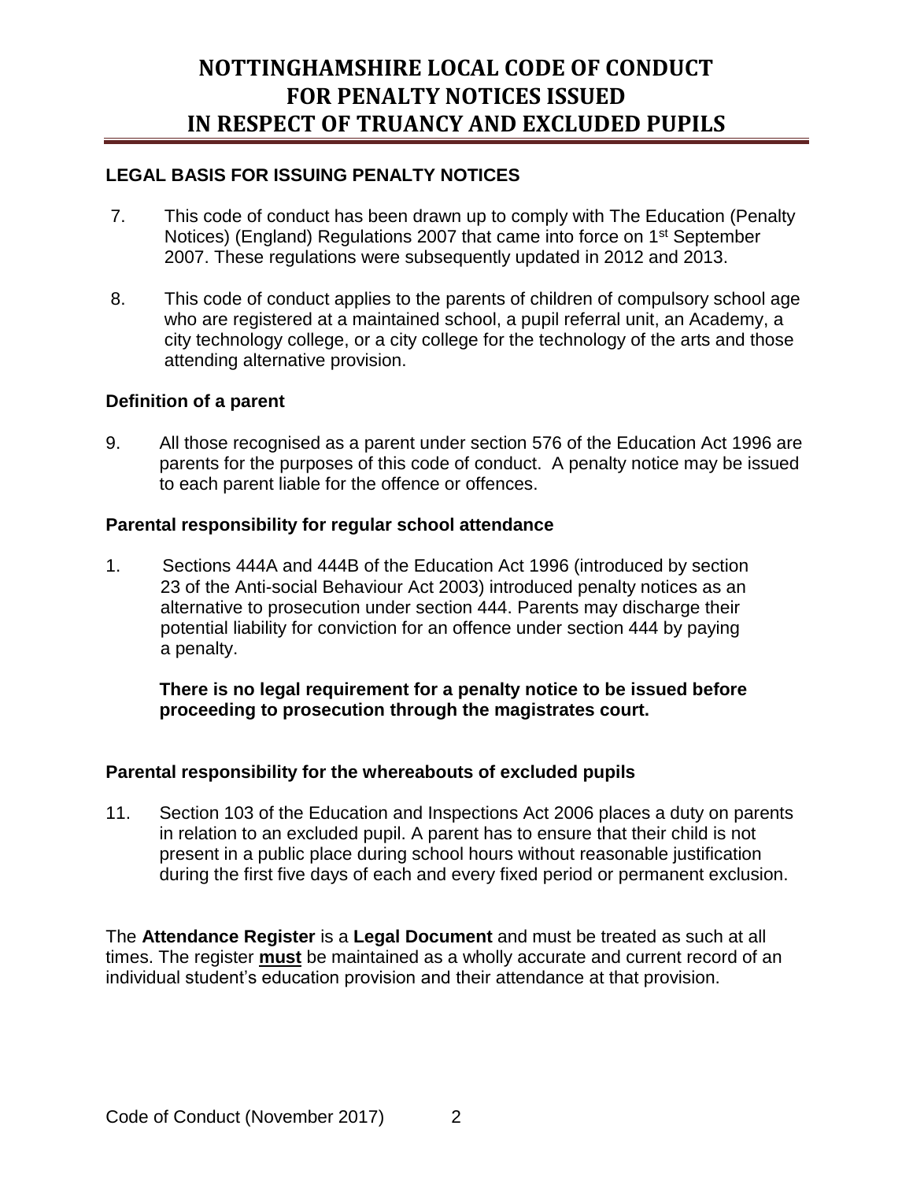# NOTTINGHAMSHIRE LOCAL CODE OF CONDUCT FOR PENALTY NOTICES ISSUED IN RESPECT OF TRUANCY AND EXCLUDED PUPILS

## LEGAL BASIS FOR ISSUING PENALTY NOTICES

7. This code of conduct has been drawn up to comply with The Education (Penalty Notices) (England) Regulations 2007 that came into force on 1st September 2007. These regulations were subsequently updated in 2012 and 2013.

8. This code of conduct applies to the parents of children of compulsory school age who are registered at a maintained school, a pupil referral unit, an Academy, a city technology college, or a city college for the technology of the arts and those attending alternative provision.

### Definition of a parent

9. All those recognised as a parent under section 576 of the Education Act 1996 are parents for the purposes of this code of conduct. A penalty notice may be issued to each parent liable for the offence or offences.

### Parental responsibility for regular school attendance

1. Sections 444A and 444B of the Education Act 1996 (introduced by section 23 of the Anti-social Behaviour Act 2003) introduced penalty notices as an alternative to prosecution under section 444. Parents may discharge their potential liability for conviction for an offence under section 444 by paying a penalty.

   **There is no legal requirement for a penalty notice to be issued before proceeding to prosecution through the magistrates court.**

### Parental responsibility for the whereabouts of excluded pupils

11. Section 103 of the Education and Inspections Act 2006 places a duty on parents in relation to an excluded pupil. A parent has to ensure that their child is not present in a public place during school hours without reasonable justification during the first five days of each and every fixed period or permanent exclusion.

The **Attendance Register** is a **Legal Document** and must be treated as such at all times. The register **<u>must</u>** be maintained as a wholly accurate and current record of an individual student's education provision and their attendance at that provision.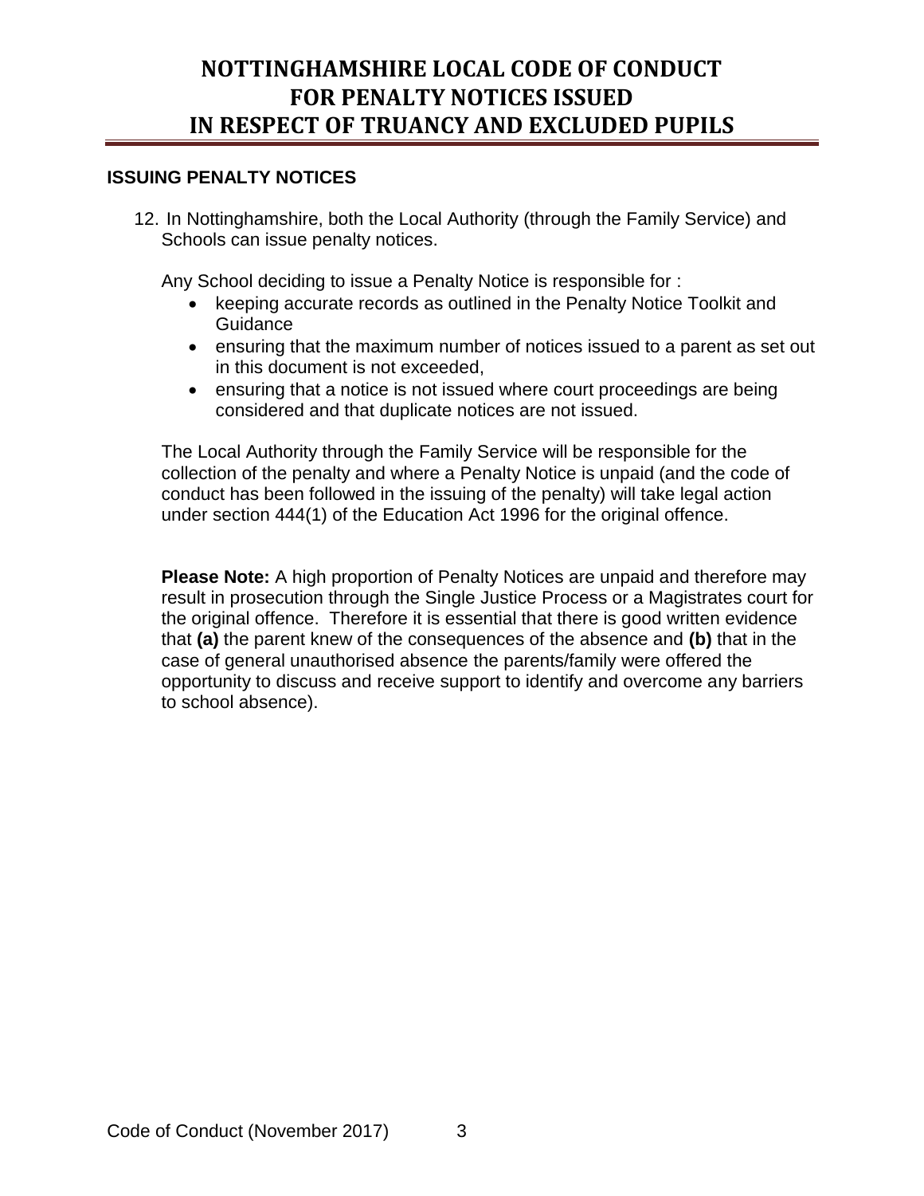## ISSUING PENALTY NOTICES

12. In Nottinghamshire, both the Local Authority (through the Family Service) and Schools can issue penalty notices.

    Any School deciding to issue a Penalty Notice is responsible for :

    - keeping accurate records as outlined in the Penalty Notice Toolkit and Guidance
    - ensuring that the maximum number of notices issued to a parent as set out in this document is not exceeded,
    - ensuring that a notice is not issued where court proceedings are being considered and that duplicate notices are not issued.

    The Local Authority through the Family Service will be responsible for the collection of the penalty and where a Penalty Notice is unpaid (and the code of conduct has been followed in the issuing of the penalty) will take legal action under section 444(1) of the Education Act 1996 for the original offence.

    **Please Note:** A high proportion of Penalty Notices are unpaid and therefore may result in prosecution through the Single Justice Process or a Magistrates court for the original offence. Therefore it is essential that there is good written evidence that **(a)** the parent knew of the consequences of the absence and **(b)** that in the case of general unauthorised absence the parents/family were offered the opportunity to discuss and receive support to identify and overcome any barriers to school absence).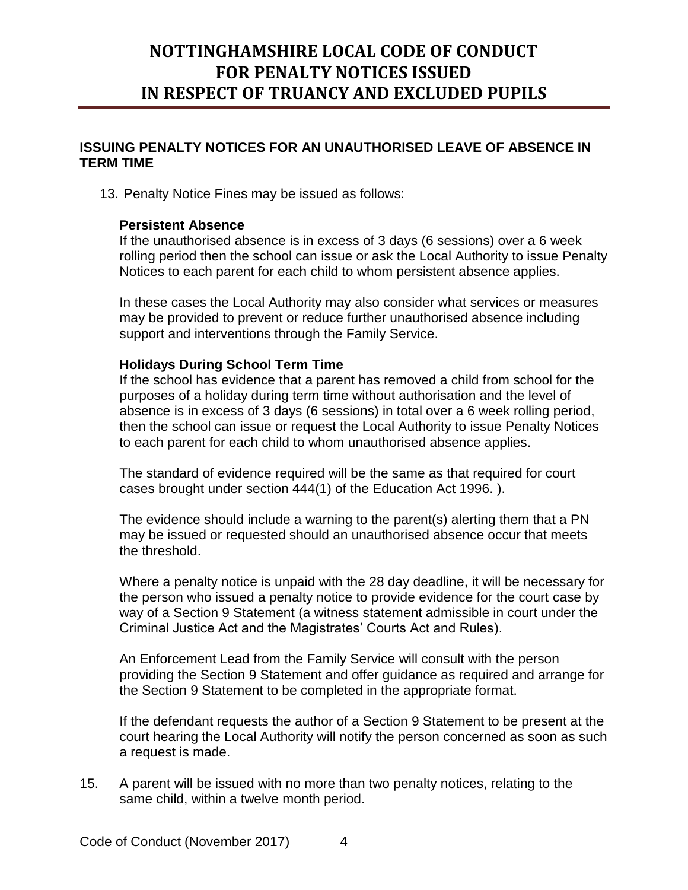## ISSUING PENALTY NOTICES FOR AN UNAUTHORISED LEAVE OF ABSENCE IN TERM TIME

13. Penalty Notice Fines may be issued as follows:

**Persistent Absence**

If the unauthorised absence is in excess of 3 days (6 sessions) over a 6 week rolling period then the school can issue or ask the Local Authority to issue Penalty Notices to each parent for each child to whom persistent absence applies.

In these cases the Local Authority may also consider what services or measures may be provided to prevent or reduce further unauthorised absence including support and interventions through the Family Service.

**Holidays During School Term Time**

If the school has evidence that a parent has removed a child from school for the purposes of a holiday during term time without authorisation and the level of absence is in excess of 3 days (6 sessions) in total over a 6 week rolling period, then the school can issue or request the Local Authority to issue Penalty Notices to each parent for each child to whom unauthorised absence applies.

The standard of evidence required will be the same as that required for court cases brought under section 444(1) of the Education Act 1996. ).

The evidence should include a warning to the parent(s) alerting them that a PN may be issued or requested should an unauthorised absence occur that meets the threshold.

Where a penalty notice is unpaid with the 28 day deadline, it will be necessary for the person who issued a penalty notice to provide evidence for the court case by way of a Section 9 Statement (a witness statement admissible in court under the Criminal Justice Act and the Magistrates' Courts Act and Rules).

An Enforcement Lead from the Family Service will consult with the person providing the Section 9 Statement and offer guidance as required and arrange for the Section 9 Statement to be completed in the appropriate format.

If the defendant requests the author of a Section 9 Statement to be present at the court hearing the Local Authority will notify the person concerned as soon as such a request is made.

15. A parent will be issued with no more than two penalty notices, relating to the same child, within a twelve month period.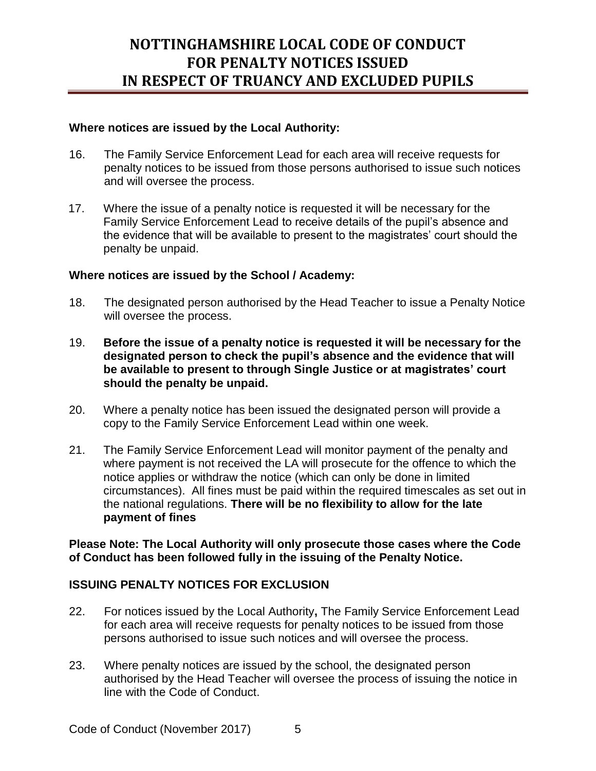# NOTTINGHAMSHIRE LOCAL CODE OF CONDUCT FOR PENALTY NOTICES ISSUED IN RESPECT OF TRUANCY AND EXCLUDED PUPILS

**Where notices are issued by the Local Authority:**

16. The Family Service Enforcement Lead for each area will receive requests for penalty notices to be issued from those persons authorised to issue such notices and will oversee the process.

17. Where the issue of a penalty notice is requested it will be necessary for the Family Service Enforcement Lead to receive details of the pupil's absence and the evidence that will be available to present to the magistrates' court should the penalty be unpaid.

**Where notices are issued by the School / Academy:**

18. The designated person authorised by the Head Teacher to issue a Penalty Notice will oversee the process.

19. **Before the issue of a penalty notice is requested it will be necessary for the designated person to check the pupil's absence and the evidence that will be available to present to through Single Justice or at magistrates' court should the penalty be unpaid.**

20. Where a penalty notice has been issued the designated person will provide a copy to the Family Service Enforcement Lead within one week.

21. The Family Service Enforcement Lead will monitor payment of the penalty and where payment is not received the LA will prosecute for the offence to which the notice applies or withdraw the notice (which can only be done in limited circumstances). All fines must be paid within the required timescales as set out in the national regulations. **There will be no flexibility to allow for the late payment of fines**

**Please Note: The Local Authority will only prosecute those cases where the Code of Conduct has been followed fully in the issuing of the Penalty Notice.**

## ISSUING PENALTY NOTICES FOR EXCLUSION

22. For notices issued by the Local Authority**,** The Family Service Enforcement Lead for each area will receive requests for penalty notices to be issued from those persons authorised to issue such notices and will oversee the process.

23. Where penalty notices are issued by the school, the designated person authorised by the Head Teacher will oversee the process of issuing the notice in line with the Code of Conduct.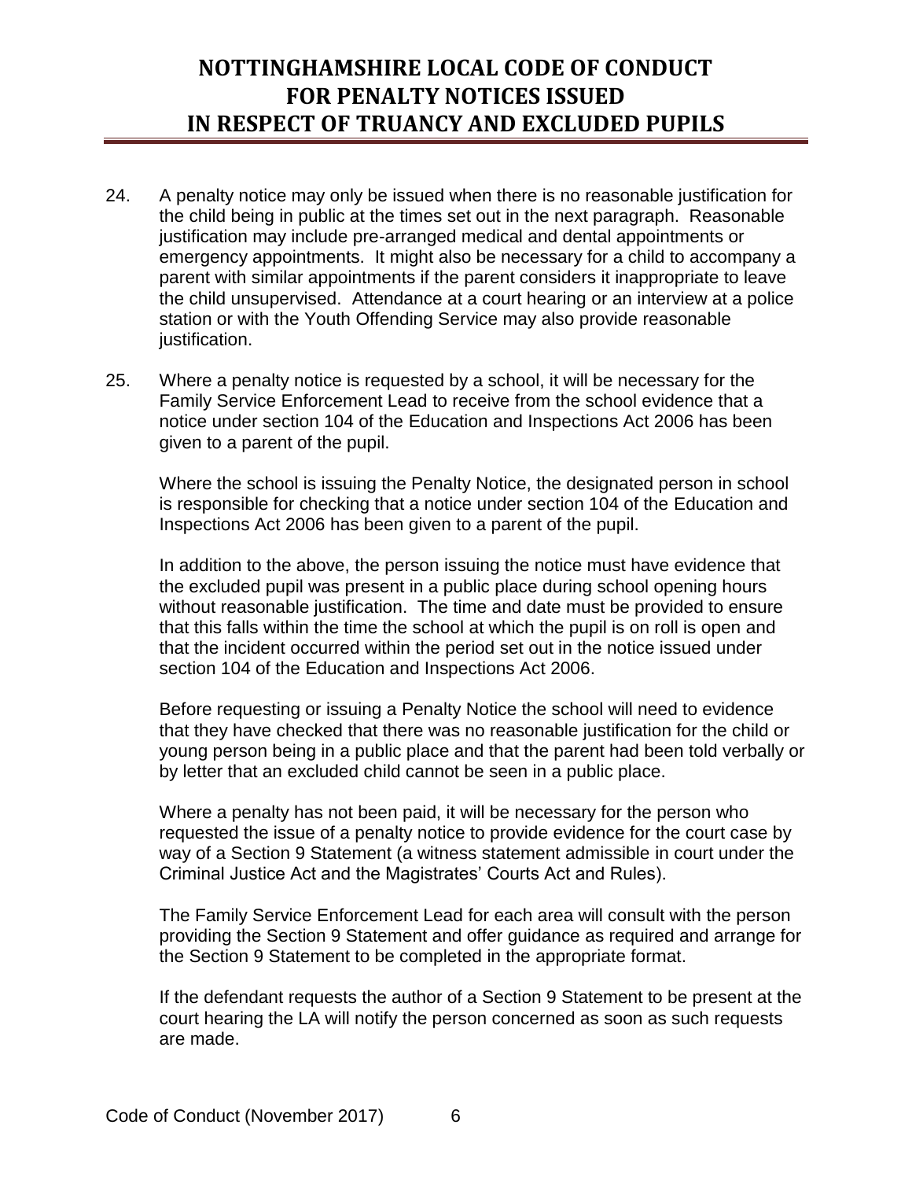24. A penalty notice may only be issued when there is no reasonable justification for the child being in public at the times set out in the next paragraph. Reasonable justification may include pre-arranged medical and dental appointments or emergency appointments. It might also be necessary for a child to accompany a parent with similar appointments if the parent considers it inappropriate to leave the child unsupervised. Attendance at a court hearing or an interview at a police station or with the Youth Offending Service may also provide reasonable justification.

25. Where a penalty notice is requested by a school, it will be necessary for the Family Service Enforcement Lead to receive from the school evidence that a notice under section 104 of the Education and Inspections Act 2006 has been given to a parent of the pupil.

    Where the school is issuing the Penalty Notice, the designated person in school is responsible for checking that a notice under section 104 of the Education and Inspections Act 2006 has been given to a parent of the pupil.

    In addition to the above, the person issuing the notice must have evidence that the excluded pupil was present in a public place during school opening hours without reasonable justification. The time and date must be provided to ensure that this falls within the time the school at which the pupil is on roll is open and that the incident occurred within the period set out in the notice issued under section 104 of the Education and Inspections Act 2006.

    Before requesting or issuing a Penalty Notice the school will need to evidence that they have checked that there was no reasonable justification for the child or young person being in a public place and that the parent had been told verbally or by letter that an excluded child cannot be seen in a public place.

    Where a penalty has not been paid, it will be necessary for the person who requested the issue of a penalty notice to provide evidence for the court case by way of a Section 9 Statement (a witness statement admissible in court under the Criminal Justice Act and the Magistrates' Courts Act and Rules).

    The Family Service Enforcement Lead for each area will consult with the person providing the Section 9 Statement and offer guidance as required and arrange for the Section 9 Statement to be completed in the appropriate format.

    If the defendant requests the author of a Section 9 Statement to be present at the court hearing the LA will notify the person concerned as soon as such requests are made.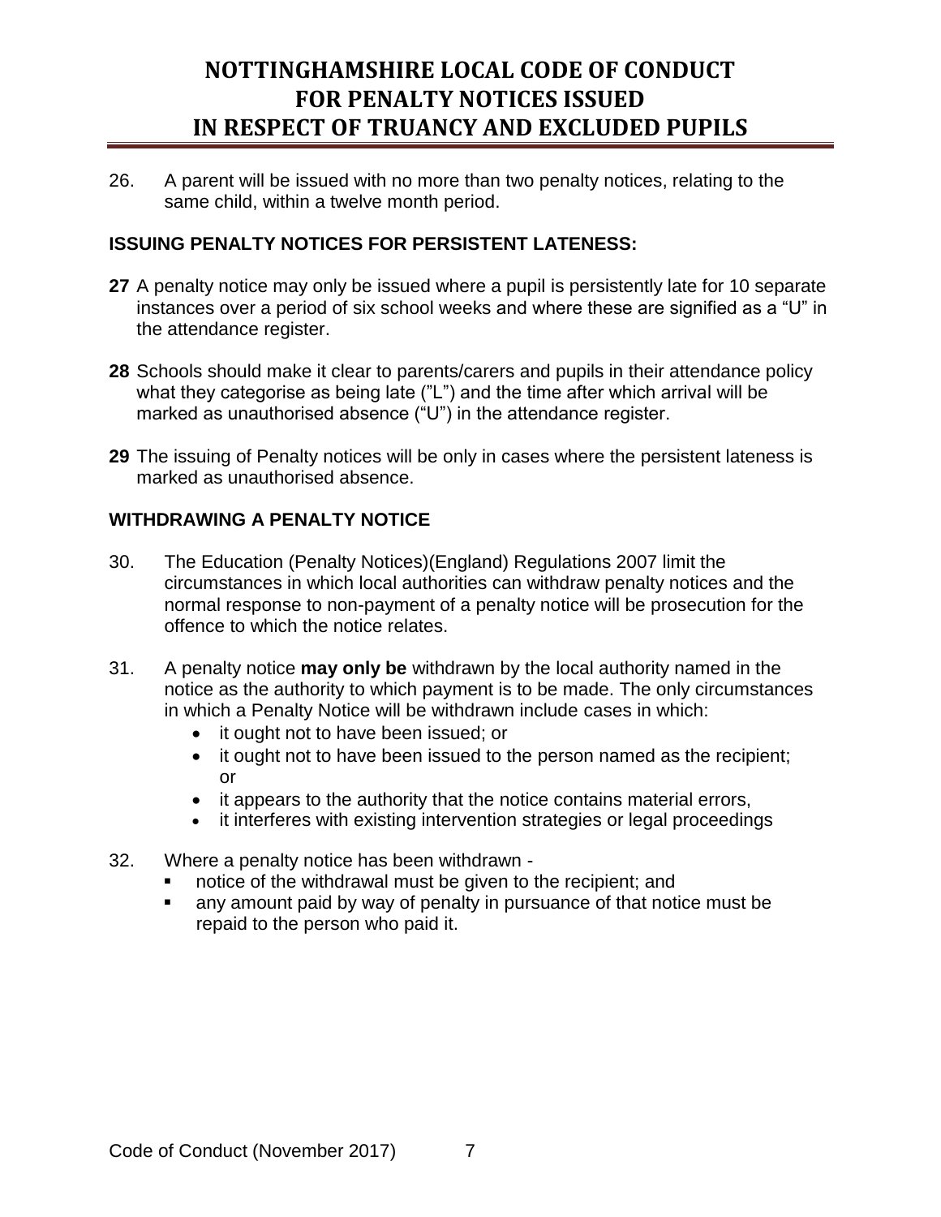26. A parent will be issued with no more than two penalty notices, relating to the same child, within a twelve month period.

## ISSUING PENALTY NOTICES FOR PERSISTENT LATENESS:

**27** A penalty notice may only be issued where a pupil is persistently late for 10 separate instances over a period of six school weeks and where these are signified as a “U” in the attendance register.

**28** Schools should make it clear to parents/carers and pupils in their attendance policy what they categorise as being late (”L”) and the time after which arrival will be marked as unauthorised absence (“U”) in the attendance register.

**29** The issuing of Penalty notices will be only in cases where the persistent lateness is marked as unauthorised absence.

## WITHDRAWING A PENALTY NOTICE

30. The Education (Penalty Notices)(England) Regulations 2007 limit the circumstances in which local authorities can withdraw penalty notices and the normal response to non-payment of a penalty notice will be prosecution for the offence to which the notice relates.

31. A penalty notice **may only be** withdrawn by the local authority named in the notice as the authority to which payment is to be made. The only circumstances in which a Penalty Notice will be withdrawn include cases in which:
    - it ought not to have been issued; or
    - it ought not to have been issued to the person named as the recipient; or
    - it appears to the authority that the notice contains material errors,
    - it interferes with existing intervention strategies or legal proceedings

32. Where a penalty notice has been withdrawn -
    - notice of the withdrawal must be given to the recipient; and
    - any amount paid by way of penalty in pursuance of that notice must be repaid to the person who paid it.